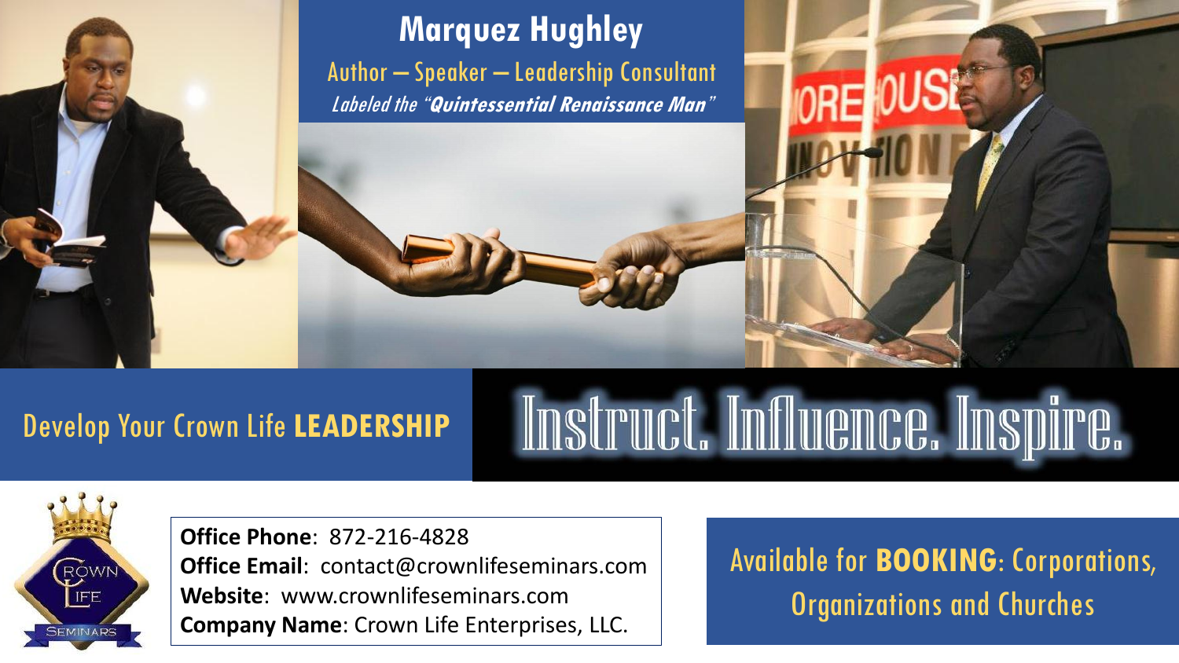# Marquez Hughley

Author – Speaker – Leadership Consultant

*Labeled the "**Quintessential Renaissance Man**"*

Develop Your Crown Life **LEADERSHIP**

## Instruct. Influence. Inspire.

Crown Life Seminars

**Office Phone**: 872-216-4828
**Office Email**: contact@crownlifeseminars.com
**Website**: www.crownlifeseminars.com
**Company Name**: Crown Life Enterprises, LLC.

Available for **BOOKING**: Corporations, Organizations and Churches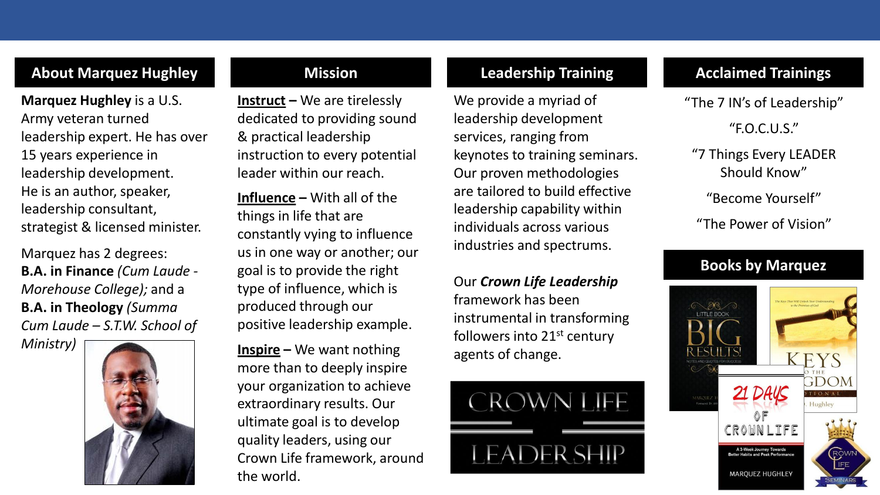## About Marquez Hughley

**Marquez Hughley** is a U.S. Army veteran turned leadership expert. He has over 15 years experience in leadership development. He is an author, speaker, leadership consultant, strategist & licensed minister.

Marquez has 2 degrees: **B.A. in Finance** *(Cum Laude - Morehouse College);* and a **B.A. in Theology** *(Summa Cum Laude – S.T.W. School of Ministry)*

## Mission

**Instruct –** We are tirelessly dedicated to providing sound & practical leadership instruction to every potential leader within our reach.

**Influence –** With all of the things in life that are constantly vying to influence us in one way or another; our goal is to provide the right type of influence, which is produced through our positive leadership example.

**Inspire –** We want nothing more than to deeply inspire your organization to achieve extraordinary results. Our ultimate goal is to develop quality leaders, using our Crown Life framework, around the world.

## Leadership Training

We provide a myriad of leadership development services, ranging from keynotes to training seminars. Our proven methodologies are tailored to build effective leadership capability within individuals across various industries and spectrums.

Our ***Crown Life Leadership*** framework has been instrumental in transforming followers into 21st century agents of change.

CROWN LIFE LEADERSHIP

## Acclaimed Trainings

"The 7 IN's of Leadership"

"F.O.C.U.S."

"7 Things Every LEADER Should Know"

"Become Yourself"

"The Power of Vision"

## Books by Marquez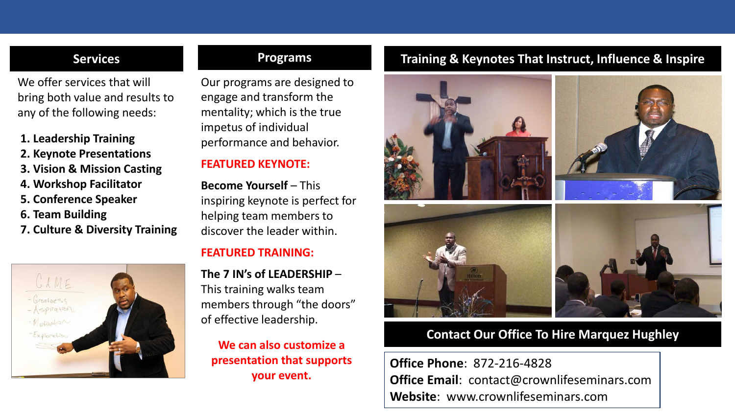## Services

We offer services that will bring both value and results to any of the following needs:

1. **Leadership Training**
2. **Keynote Presentations**
3. **Vision & Mission Casting**
4. **Workshop Facilitator**
5. **Conference Speaker**
6. **Team Building**
7. **Culture & Diversity Training**

## Programs

Our programs are designed to engage and transform the mentality; which is the true impetus of individual performance and behavior.

**FEATURED KEYNOTE:**

**Become Yourself** – This inspiring keynote is perfect for helping team members to discover the leader within.

**FEATURED TRAINING:**

**The 7 IN's of LEADERSHIP** – This training walks team members through "the doors" of effective leadership.

**We can also customize a presentation that supports your event.**

## Training & Keynotes That Instruct, Influence & Inspire

## Contact Our Office To Hire Marquez Hughley

**Office Phone**: 872-216-4828
**Office Email**: contact@crownlifeseminars.com
**Website**: www.crownlifeseminars.com